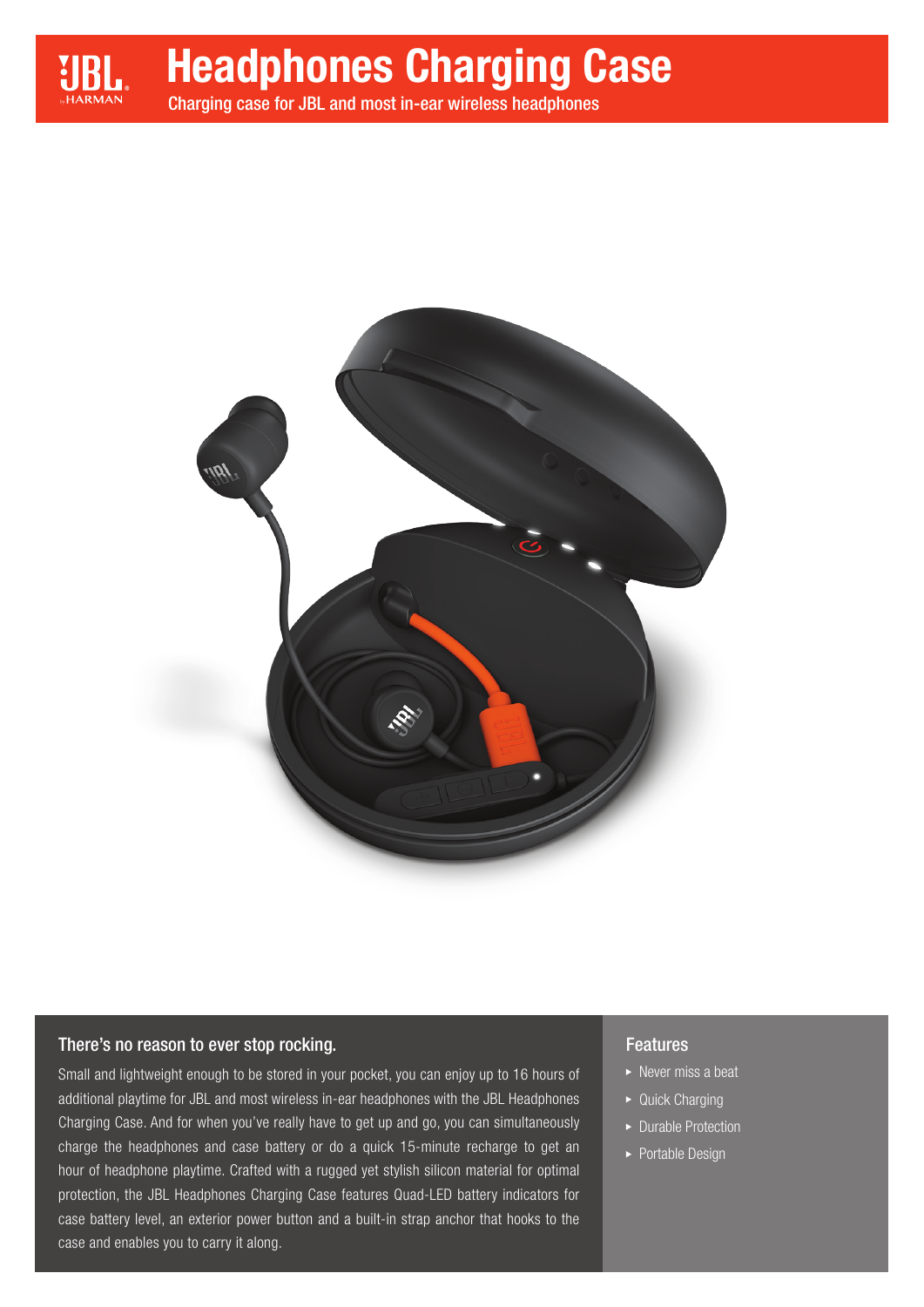# Headphones Charging Case

Charging case for JBL and most in-ear wireless headphones

## There's no reason to ever stop rocking.

Small and lightweight enough to be stored in your pocket, you can enjoy up to 16 hours of additional playtime for JBL and most wireless in-ear headphones with the JBL Headphones Charging Case. And for when you've really have to get up and go, you can simultaneously charge the headphones and case battery or do a quick 15-minute recharge to get an hour of headphone playtime. Crafted with a rugged yet stylish silicon material for optimal protection, the JBL Headphones Charging Case features Quad-LED battery indicators for case battery level, an exterior power button and a built-in strap anchor that hooks to the case and enables you to carry it along.

## Features

- Never miss a beat
- Quick Charging
- Durable Protection
- Portable Design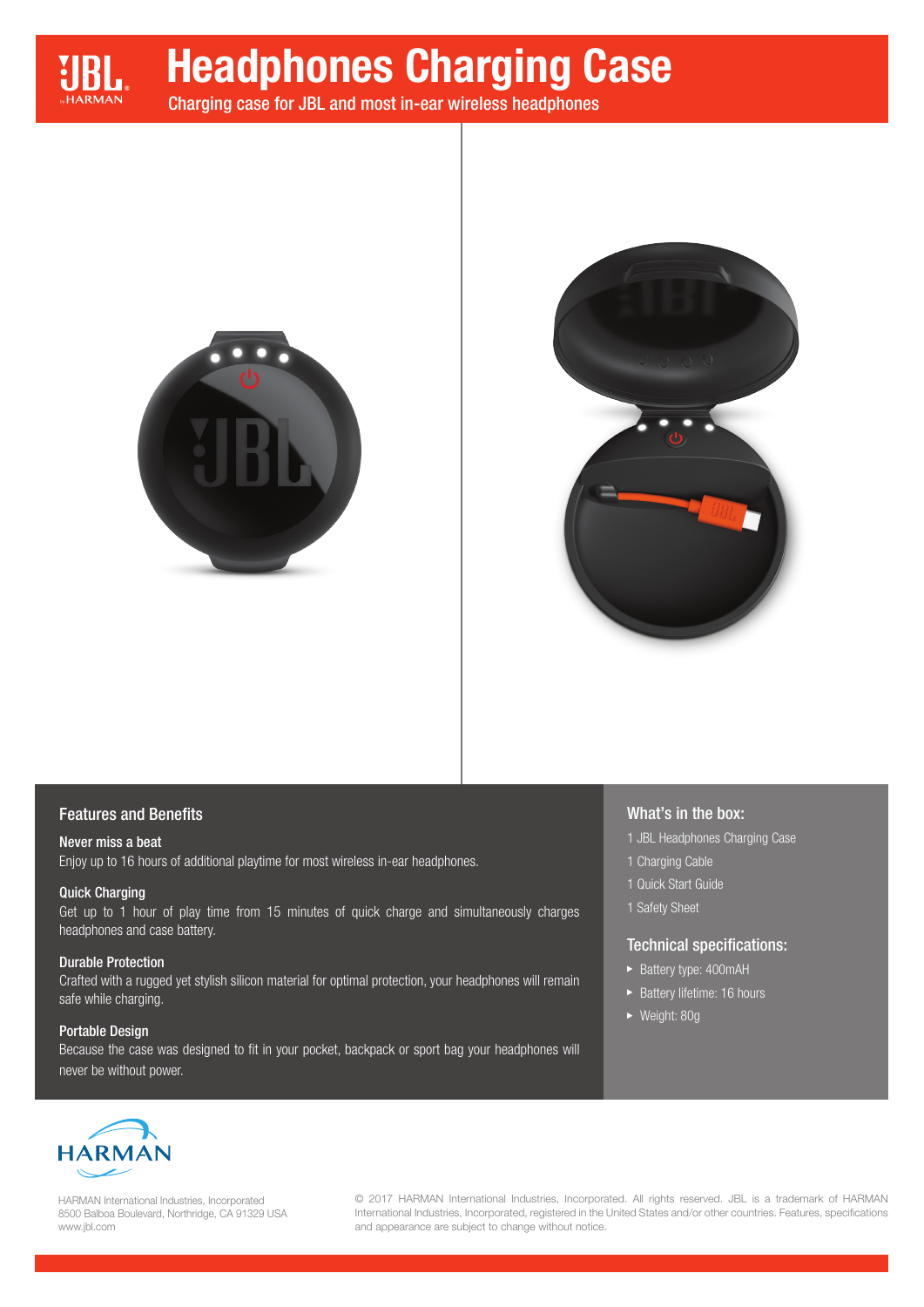# Headphones Charging Case

Charging case for JBL and most in-ear wireless headphones

## Features and Benefits

**Never miss a beat**
Enjoy up to 16 hours of additional playtime for most wireless in-ear headphones.

**Quick Charging**
Get up to 1 hour of play time from 15 minutes of quick charge and simultaneously charges headphones and case battery.

**Durable Protection**
Crafted with a rugged yet stylish silicon material for optimal protection, your headphones will remain safe while charging.

**Portable Design**
Because the case was designed to fit in your pocket, backpack or sport bag your headphones will never be without power.

## What's in the box:

1 JBL Headphones Charging Case
1 Charging Cable
1 Quick Start Guide
1 Safety Sheet

## Technical specifications:

- Battery type: 400mAH
- Battery lifetime: 16 hours
- Weight: 80g

HARMAN International Industries, Incorporated
8500 Balboa Boulevard, Northridge, CA 91329 USA
www.jbl.com

© 2017 HARMAN International Industries, Incorporated. All rights reserved. JBL is a trademark of HARMAN International Industries, Incorporated, registered in the United States and/or other countries. Features, specifications and appearance are subject to change without notice.